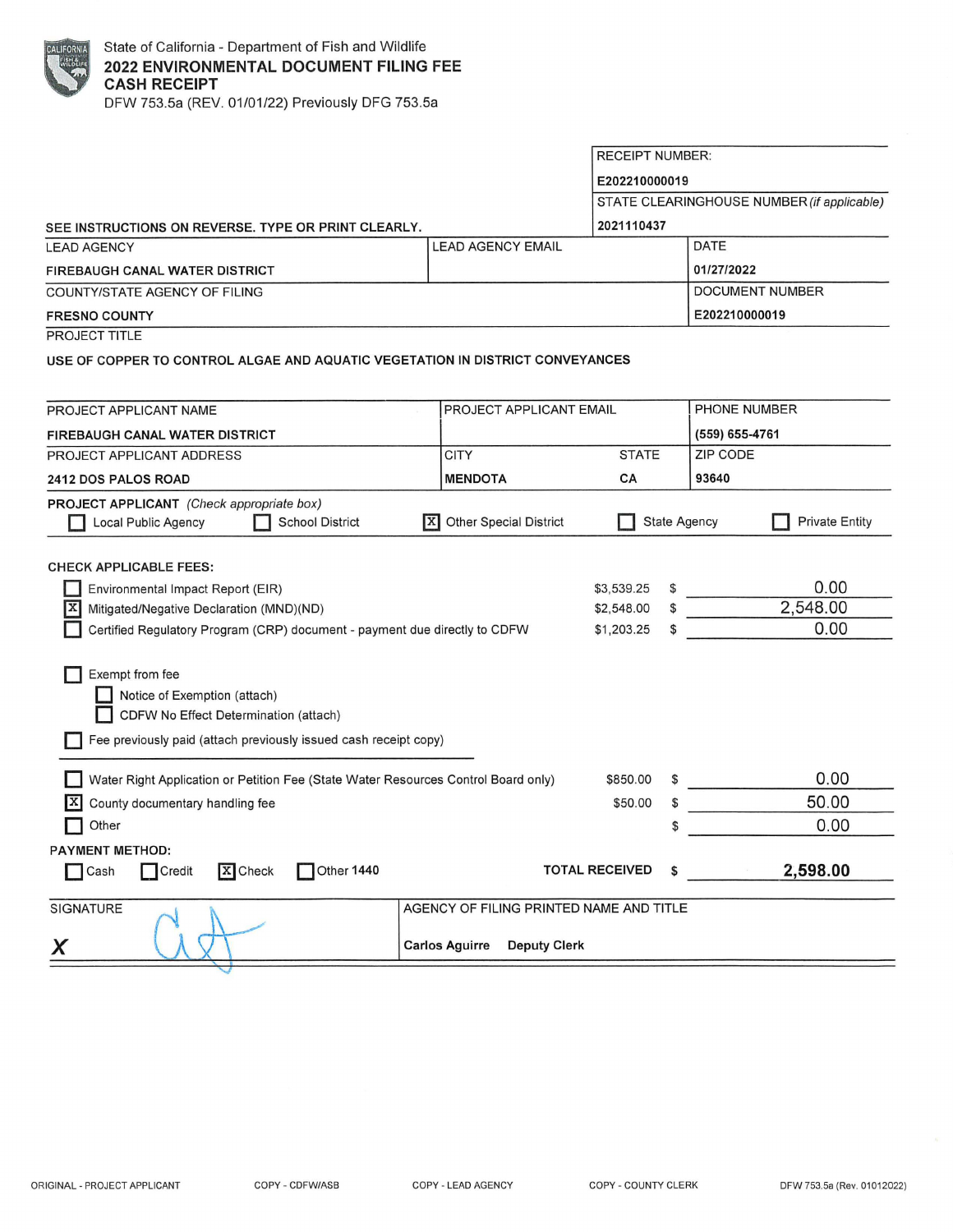State of California - Department of Fish and Wildlife

# 2022 ENVIRONMENTAL DOCUMENT FILING FEE CASH RECEIPT

DFW 753.5a (REV. 01/01/22) Previously DFG 753.5a

| RECEIPT NUMBER: |
|---|
| E202210000019 |
| STATE CLEARINGHOUSE NUMBER *(if applicable)* |
| 2021110437 |

SEE INSTRUCTIONS ON REVERSE. TYPE OR PRINT CLEARLY.

| LEAD AGENCY | LEAD AGENCY EMAIL | DATE |
|---|---|---|
| FIREBAUGH CANAL WATER DISTRICT | | 01/27/2022 |
| COUNTY/STATE AGENCY OF FILING | | DOCUMENT NUMBER |
| FRESNO COUNTY | | E202210000019 |

PROJECT TITLE

USE OF COPPER TO CONTROL ALGAE AND AQUATIC VEGETATION IN DISTRICT CONVEYANCES

| PROJECT APPLICANT NAME | PROJECT APPLICANT EMAIL | | PHONE NUMBER |
|---|---|---|---|
| FIREBAUGH CANAL WATER DISTRICT | | | (559) 655-4761 |
| PROJECT APPLICANT ADDRESS | CITY | STATE | ZIP CODE |
| 2412 DOS PALOS ROAD | MENDOTA | CA | 93640 |

**PROJECT APPLICANT** *(Check appropriate box)*

☐ Local Public Agency ☐ School District ☒ Other Special District ☐ State Agency ☐ Private Entity

**CHECK APPLICABLE FEES:**

| | Fee | Amount |
|---|---|---|
| ☐ Environmental Impact Report (EIR) | $3,539.25 | $ 0.00 |
| ☒ Mitigated/Negative Declaration (MND)(ND) | $2,548.00 | $ 2,548.00 |
| ☐ Certified Regulatory Program (CRP) document - payment due directly to CDFW | $1,203.25 | $ 0.00 |

☐ Exempt from fee
- ☐ Notice of Exemption (attach)
- ☐ CDFW No Effect Determination (attach)

☐ Fee previously paid (attach previously issued cash receipt copy)

| | Fee | Amount |
|---|---|---|
| ☐ Water Right Application or Petition Fee (State Water Resources Control Board only) | $850.00 | $ 0.00 |
| ☒ County documentary handling fee | $50.00 | $ 50.00 |
| ☐ Other | | $ 0.00 |

**PAYMENT METHOD:**

☐ Cash ☐ Credit ☒ Check ☐ Other 1440

**TOTAL RECEIVED $ 2,598.00**

| SIGNATURE | AGENCY OF FILING PRINTED NAME AND TITLE |
|---|---|
| X [signature] | Carlos Aguirre Deputy Clerk |

ORIGINAL - PROJECT APPLICANT COPY - CDFW/ASB COPY - LEAD AGENCY COPY - COUNTY CLERK DFW 753.5a (Rev. 01012022)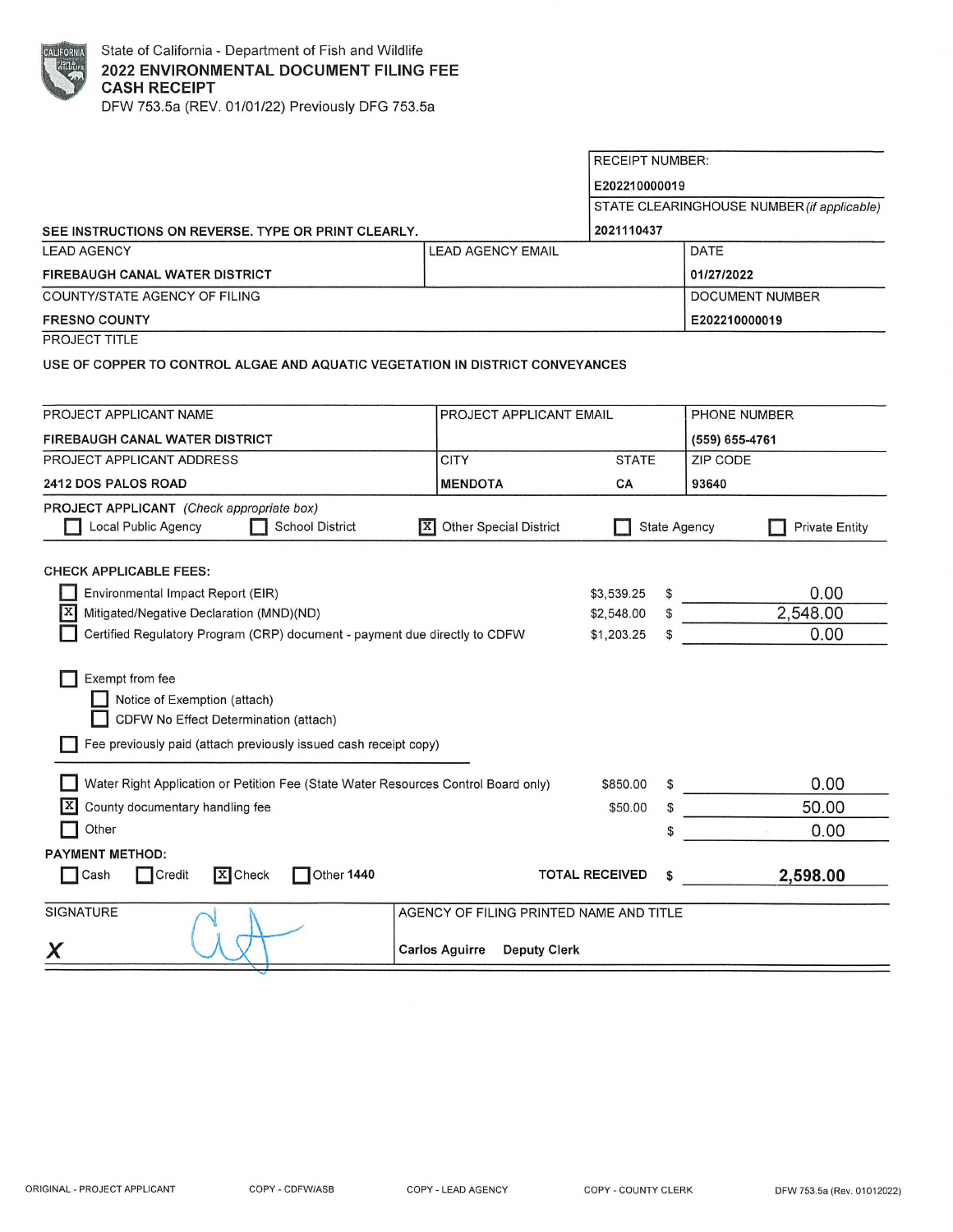State of California - Department of Fish and Wildlife

# 2022 ENVIRONMENTAL DOCUMENT FILING FEE CASH RECEIPT

DFW 753.5a (REV. 01/01/22) Previously DFG 753.5a

| RECEIPT NUMBER: |
|---|
| E202210000019 |
| STATE CLEARINGHOUSE NUMBER *(if applicable)* |
| 2021110437 |

**SEE INSTRUCTIONS ON REVERSE. TYPE OR PRINT CLEARLY.**

| LEAD AGENCY | LEAD AGENCY EMAIL | DATE |
|---|---|---|
| FIREBAUGH CANAL WATER DISTRICT | | 01/27/2022 |
| **COUNTY/STATE AGENCY OF FILING** | | **DOCUMENT NUMBER** |
| FRESNO COUNTY | | E202210000019 |

PROJECT TITLE

USE OF COPPER TO CONTROL ALGAE AND AQUATIC VEGETATION IN DISTRICT CONVEYANCES

| PROJECT APPLICANT NAME | PROJECT APPLICANT EMAIL | | PHONE NUMBER |
|---|---|---|---|
| FIREBAUGH CANAL WATER DISTRICT | | | (559) 655-4761 |
| **PROJECT APPLICANT ADDRESS** | **CITY** | **STATE** | **ZIP CODE** |
| 2412 DOS PALOS ROAD | MENDOTA | CA | 93640 |

**PROJECT APPLICANT** *(Check appropriate box)*

- [ ] Local Public Agency
- [ ] School District
- [x] Other Special District
- [ ] State Agency
- [ ] Private Entity

**CHECK APPLICABLE FEES:**

| | Fee | | Amount |
|---|---|---|---|
| [ ] Environmental Impact Report (EIR) | $3,539.25 | $ | 0.00 |
| [x] Mitigated/Negative Declaration (MND)(ND) | $2,548.00 | $ | 2,548.00 |
| [ ] Certified Regulatory Program (CRP) document - payment due directly to CDFW | $1,203.25 | $ | 0.00 |

- [ ] Exempt from fee
  - [ ] Notice of Exemption (attach)
  - [ ] CDFW No Effect Determination (attach)
- [ ] Fee previously paid (attach previously issued cash receipt copy)

| | Fee | | Amount |
|---|---|---|---|
| [ ] Water Right Application or Petition Fee (State Water Resources Control Board only) | $850.00 | $ | 0.00 |
| [x] County documentary handling fee | $50.00 | $ | 50.00 |
| [ ] Other | | $ | 0.00 |

**PAYMENT METHOD:**

- [ ] Cash
- [ ] Credit
- [x] Check
- [ ] Other 1440

**TOTAL RECEIVED** $ **2,598.00**

| SIGNATURE | AGENCY OF FILING PRINTED NAME AND TITLE |
|---|---|
| X *(signature)* | Carlos Aguirre Deputy Clerk |

ORIGINAL - PROJECT APPLICANT | COPY - CDFW/ASB | COPY - LEAD AGENCY | COPY - COUNTY CLERK | DFW 753.5a (Rev. 01012022)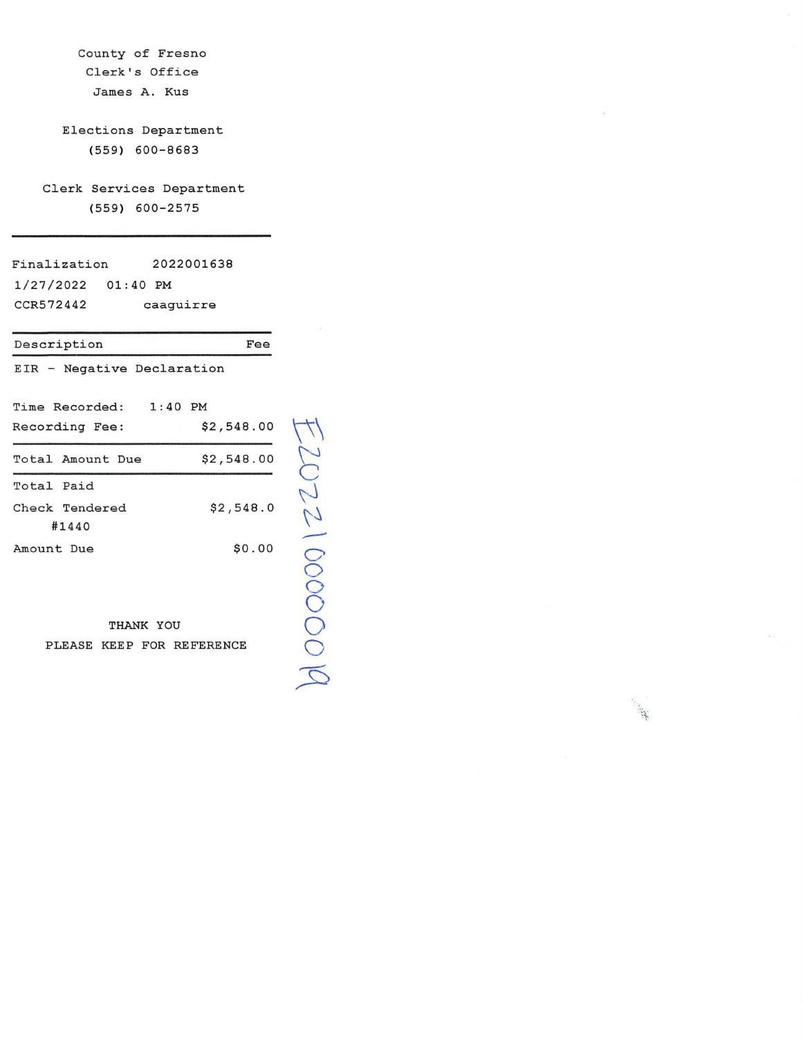County of Fresno
Clerk's Office
James A. Kus

Elections Department
(559) 600-8683

Clerk Services Department
(559) 600-2575

---

Finalization 2022001638
1/27/2022 01:40 PM
CCR572442 caaguirre

| Description | Fee |
|---|---|
| EIR - Negative Declaration | |
| Time Recorded: 1:40 PM | |
| Recording Fee: | $2,548.00 |
| Total Amount Due | $2,548.00 |
| Total Paid | |
| Check Tendered #1440 | $2,548.0 |
| Amount Due | $0.00 |

THANK YOU
PLEASE KEEP FOR REFERENCE

E202210000019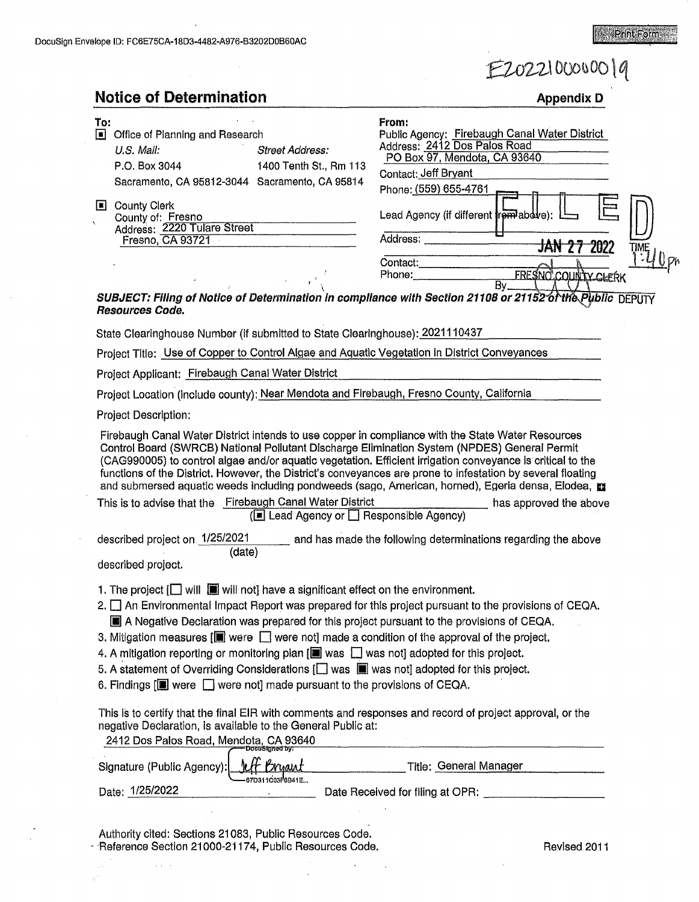DocuSign Envelope ID: FC6E75CA-18D3-4482-A976-B3202D0B60AC

Print Form

E202210000019

## Notice of Determination

**Appendix D**

**To:**

■ Office of Planning and Research

*U.S. Mail:* P.O. Box 3044, Sacramento, CA 95812-3044

*Street Address:* 1400 Tenth St., Rm 113, Sacramento, CA 95814

■ County Clerk
County of: Fresno
Address: 2220 Tulare Street
Fresno, CA 93721

**From:**

Public Agency: Firebaugh Canal Water District
Address: 2412 Dos Palos Road
PO Box 97, Mendota, CA 93640
Contact: Jeff Bryant
Phone: (559) 655-4761

Lead Agency (if different from above):
Address:
Contact:
Phone:

FILED
JAN 27 2022
TIME 1:40 pm
FRESNO COUNTY CLERK
By ______ DEPUTY

***SUBJECT: Filing of Notice of Determination in compliance with Section 21108 or 21152 of the Public Resources Code.***

State Clearinghouse Number (if submitted to State Clearinghouse): 2021110437

Project Title: Use of Copper to Control Algae and Aquatic Vegetation in District Conveyances

Project Applicant: Firebaugh Canal Water District

Project Location (include county): Near Mendota and Firebaugh, Fresno County, California

Project Description:

Firebaugh Canal Water District intends to use copper in compliance with the State Water Resources Control Board (SWRCB) National Pollutant Discharge Elimination System (NPDES) General Permit (CAG990005) to control algae and/or aquatic vegetation. Efficient irrigation conveyance is critical to the functions of the District. However, the District's conveyances are prone to infestation by several floating and submersed aquatic weeds including pondweeds (sago, American, horned), Egeria densa, Elodea,

This is to advise that the Firebaugh Canal Water District has approved the above
(■ Lead Agency or □ Responsible Agency)

described project on 1/25/2021 (date) and has made the following determinations regarding the above described project.

1. The project [□ will ■ will not] have a significant effect on the environment.
2. □ An Environmental Impact Report was prepared for this project pursuant to the provisions of CEQA.
   ■ A Negative Declaration was prepared for this project pursuant to the provisions of CEQA.
3. Mitigation measures [■ were □ were not] made a condition of the approval of the project.
4. A mitigation reporting or monitoring plan [■ was □ was not] adopted for this project.
5. A statement of Overriding Considerations [□ was ■ was not] adopted for this project.
6. Findings [■ were □ were not] made pursuant to the provisions of CEQA.

This is to certify that the final EIR with comments and responses and record of project approval, or the negative Declaration, is available to the General Public at:
2412 Dos Palos Road, Mendota, CA 93640

Signature (Public Agency): DocuSigned by: Jeff Bryant (67D311C03F8B41E...) Title: General Manager

Date: 1/25/2022 Date Received for filing at OPR: ______

Authority cited: Sections 21083, Public Resources Code.
Reference Section 21000-21174, Public Resources Code.

Revised 2011